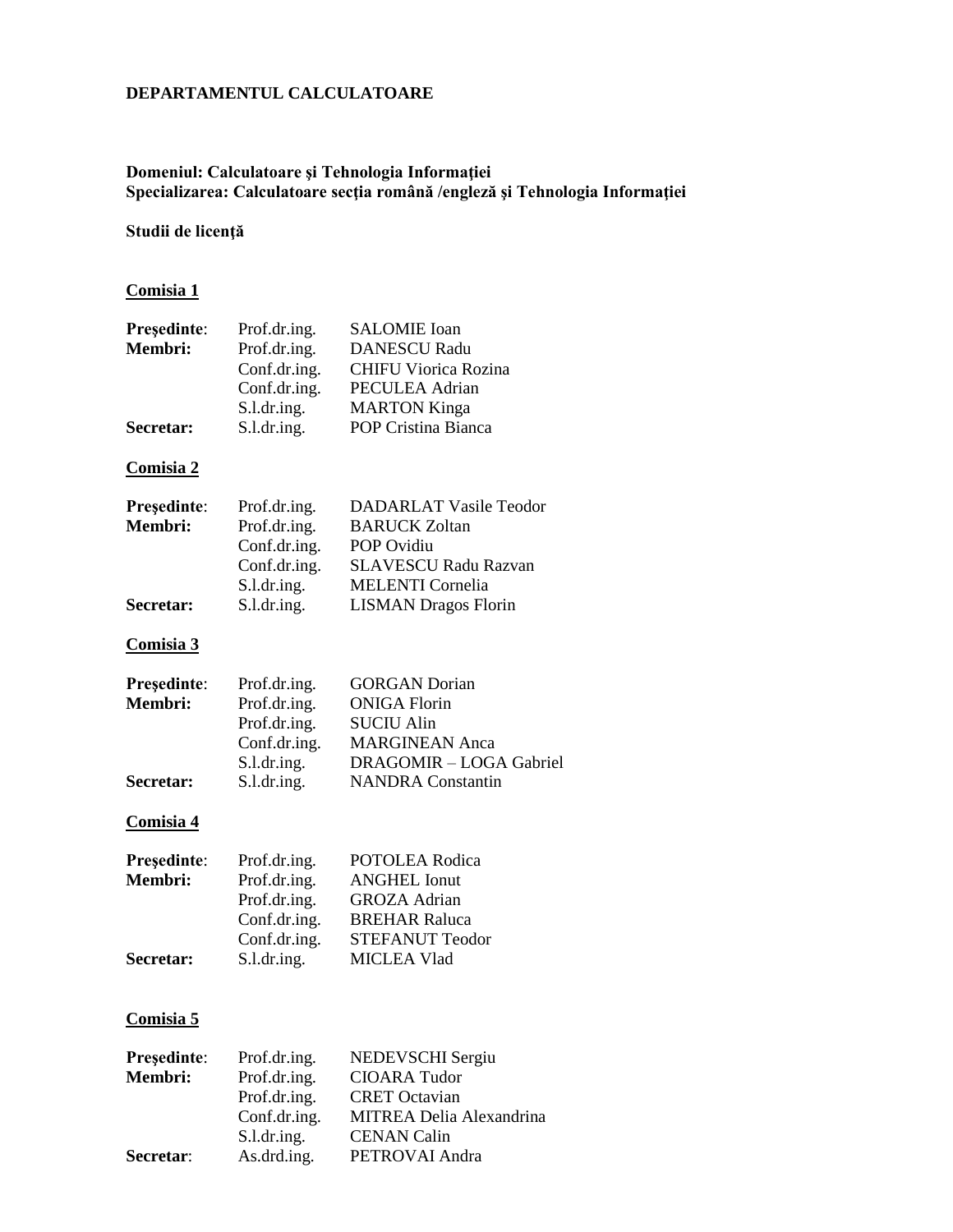**DEPARTAMENTUL CALCULATOARE**

**Domeniul: Calculatoare şi Tehnologia Informaţiei**
**Specializarea: Calculatoare secţia română /engleză şi Tehnologia Informaţiei**

**Studii de licenţă**

**Comisia 1**

| | | |
|---|---|---|
| **Preşedinte**: | Prof.dr.ing. | SALOMIE Ioan |
| **Membri:** | Prof.dr.ing. | DANESCU Radu |
| | Conf.dr.ing. | CHIFU Viorica Rozina |
| | Conf.dr.ing. | PECULEA Adrian |
| | S.l.dr.ing. | MARTON Kinga |
| **Secretar:** | S.l.dr.ing. | POP Cristina Bianca |

**Comisia 2**

| | | |
|---|---|---|
| **Preşedinte**: | Prof.dr.ing. | DADARLAT Vasile Teodor |
| **Membri:** | Prof.dr.ing. | BARUCK Zoltan |
| | Conf.dr.ing. | POP Ovidiu |
| | Conf.dr.ing. | SLAVESCU Radu Razvan |
| | S.l.dr.ing. | MELENTI Cornelia |
| **Secretar:** | S.l.dr.ing. | LISMAN Dragos Florin |

**Comisia 3**

| | | |
|---|---|---|
| **Preşedinte**: | Prof.dr.ing. | GORGAN Dorian |
| **Membri:** | Prof.dr.ing. | ONIGA Florin |
| | Prof.dr.ing. | SUCIU Alin |
| | Conf.dr.ing. | MARGINEAN Anca |
| | S.l.dr.ing. | DRAGOMIR – LOGA Gabriel |
| **Secretar:** | S.l.dr.ing. | NANDRA Constantin |

**Comisia 4**

| | | |
|---|---|---|
| **Preşedinte**: | Prof.dr.ing. | POTOLEA Rodica |
| **Membri:** | Prof.dr.ing. | ANGHEL Ionut |
| | Prof.dr.ing. | GROZA Adrian |
| | Conf.dr.ing. | BREHAR Raluca |
| | Conf.dr.ing. | STEFANUT Teodor |
| **Secretar:** | S.l.dr.ing. | MICLEA Vlad |

**Comisia 5**

| | | |
|---|---|---|
| **Preşedinte**: | Prof.dr.ing. | NEDEVSCHI Sergiu |
| **Membri:** | Prof.dr.ing. | CIOARA Tudor |
| | Prof.dr.ing. | CRET Octavian |
| | Conf.dr.ing. | MITREA Delia Alexandrina |
| | S.l.dr.ing. | CENAN Calin |
| **Secretar**: | As.drd.ing. | PETROVAI Andra |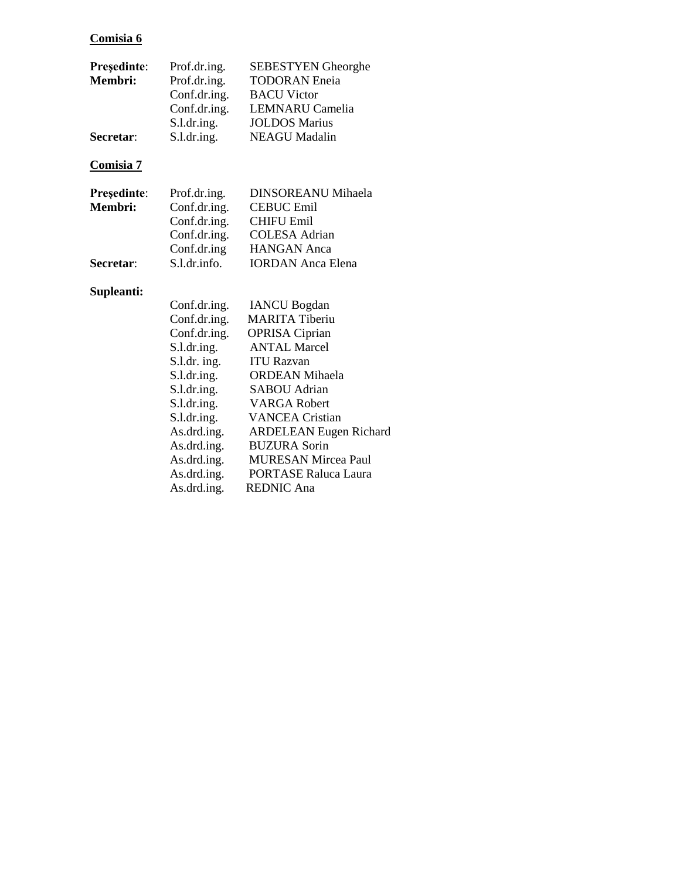**Comisia 6**

| | | |
|---|---|---|
| **Preşedinte**: | Prof.dr.ing. | SEBESTYEN Gheorghe |
| **Membri:** | Prof.dr.ing. | TODORAN Eneia |
| | Conf.dr.ing. | BACU Victor |
| | Conf.dr.ing. | LEMNARU Camelia |
| | S.l.dr.ing. | JOLDOS Marius |
| **Secretar**: | S.l.dr.ing. | NEAGU Madalin |

**Comisia 7**

| | | |
|---|---|---|
| **Preşedinte**: | Prof.dr.ing. | DINSOREANU Mihaela |
| **Membri:** | Conf.dr.ing. | CEBUC Emil |
| | Conf.dr.ing. | CHIFU Emil |
| | Conf.dr.ing. | COLESA Adrian |
| | Conf.dr.ing | HANGAN Anca |
| **Secretar**: | S.l.dr.info. | IORDAN Anca Elena |

**Supleanti:**

| | | |
|---|---|---|
| | Conf.dr.ing. | IANCU Bogdan |
| | Conf.dr.ing. | MARITA Tiberiu |
| | Conf.dr.ing. | OPRISA Ciprian |
| | S.l.dr.ing. | ANTAL Marcel |
| | S.l.dr. ing. | ITU Razvan |
| | S.l.dr.ing. | ORDEAN Mihaela |
| | S.l.dr.ing. | SABOU Adrian |
| | S.l.dr.ing. | VARGA Robert |
| | S.l.dr.ing. | VANCEA Cristian |
| | As.drd.ing. | ARDELEAN Eugen Richard |
| | As.drd.ing. | BUZURA Sorin |
| | As.drd.ing. | MURESAN Mircea Paul |
| | As.drd.ing. | PORTASE Raluca Laura |
| | As.drd.ing. | REDNIC Ana |